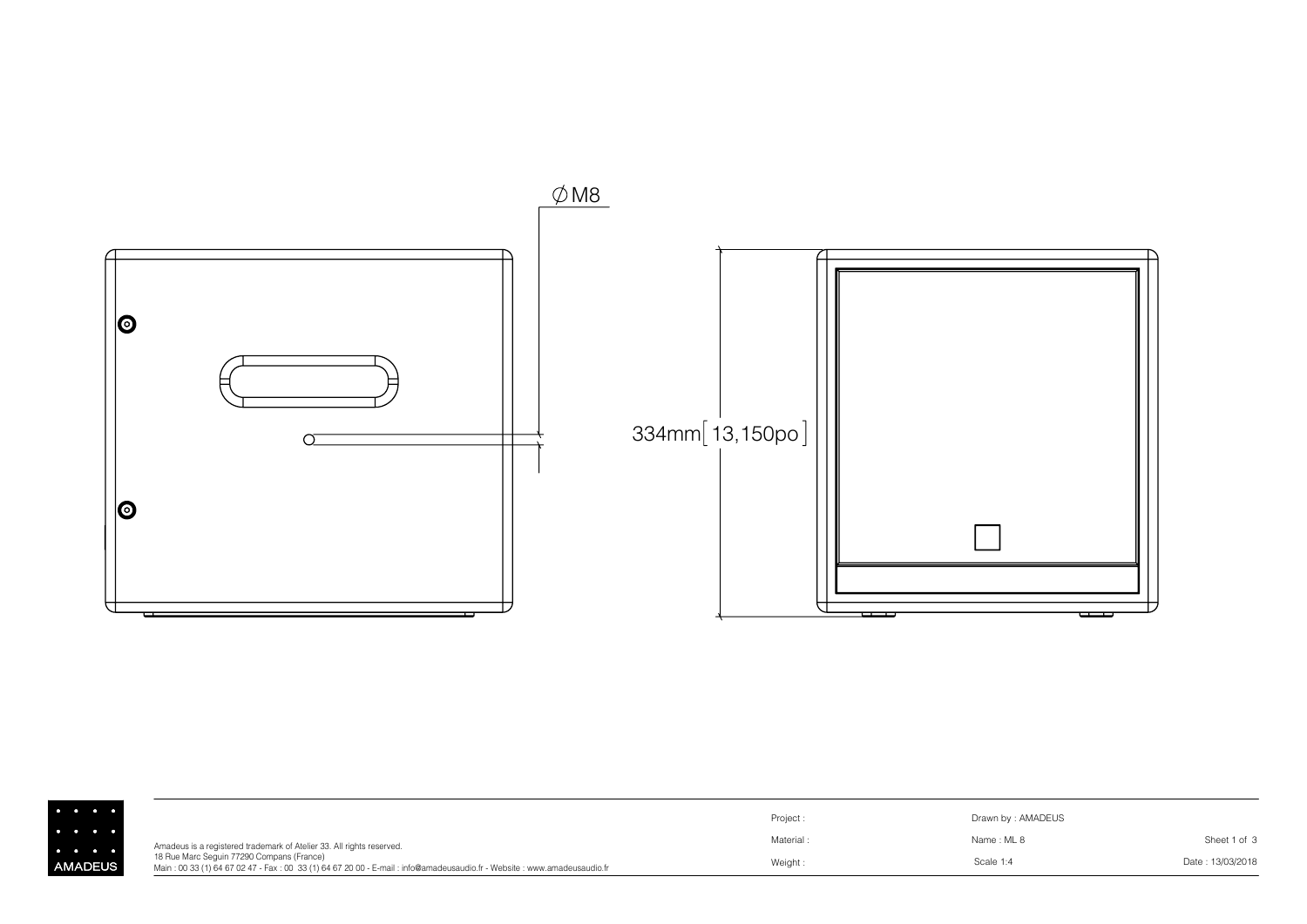∅M8

334mm[ 13,150po ]

AMADEUS

Amadeus is a registered trademark of Atelier 33. All rights reserved.
18 Rue Marc Seguin 77290 Compans (France)
Main : 00 33 (1) 64 67 02 47 - Fax : 00 33 (1) 64 67 20 00 - E-mail : info@amadeusaudio.fr - Website : www.amadeusaudio.fr

| Project : | Drawn by : AMADEUS | |
|---|---|---|
| Material : | Name : ML 8 | Sheet 1 of 3 |
| Weight : | Scale 1:4 | Date : 13/03/2018 |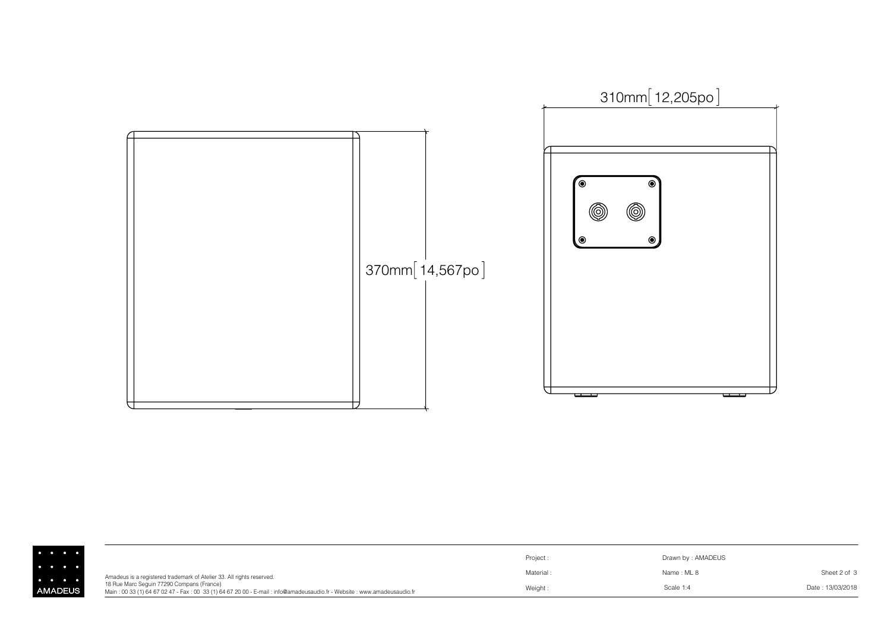310mm [12,205po]

370mm [14,567po]

Amadeus is a registered trademark of Atelier 33. All rights reserved.
18 Rue Marc Seguin 77290 Compans (France)
Main : 00 33 (1) 64 67 02 47 - Fax : 00 33 (1) 64 67 20 00 - E-mail : info@amadeusaudio.fr - Website : www.amadeusaudio.fr

AMADEUS

| Project : | Drawn by : AMADEUS | |
|---|---|---|
| Material : | Name : ML 8 | Sheet 2 of 3 |
| Weight : | Scale 1:4 | Date : 13/03/2018 |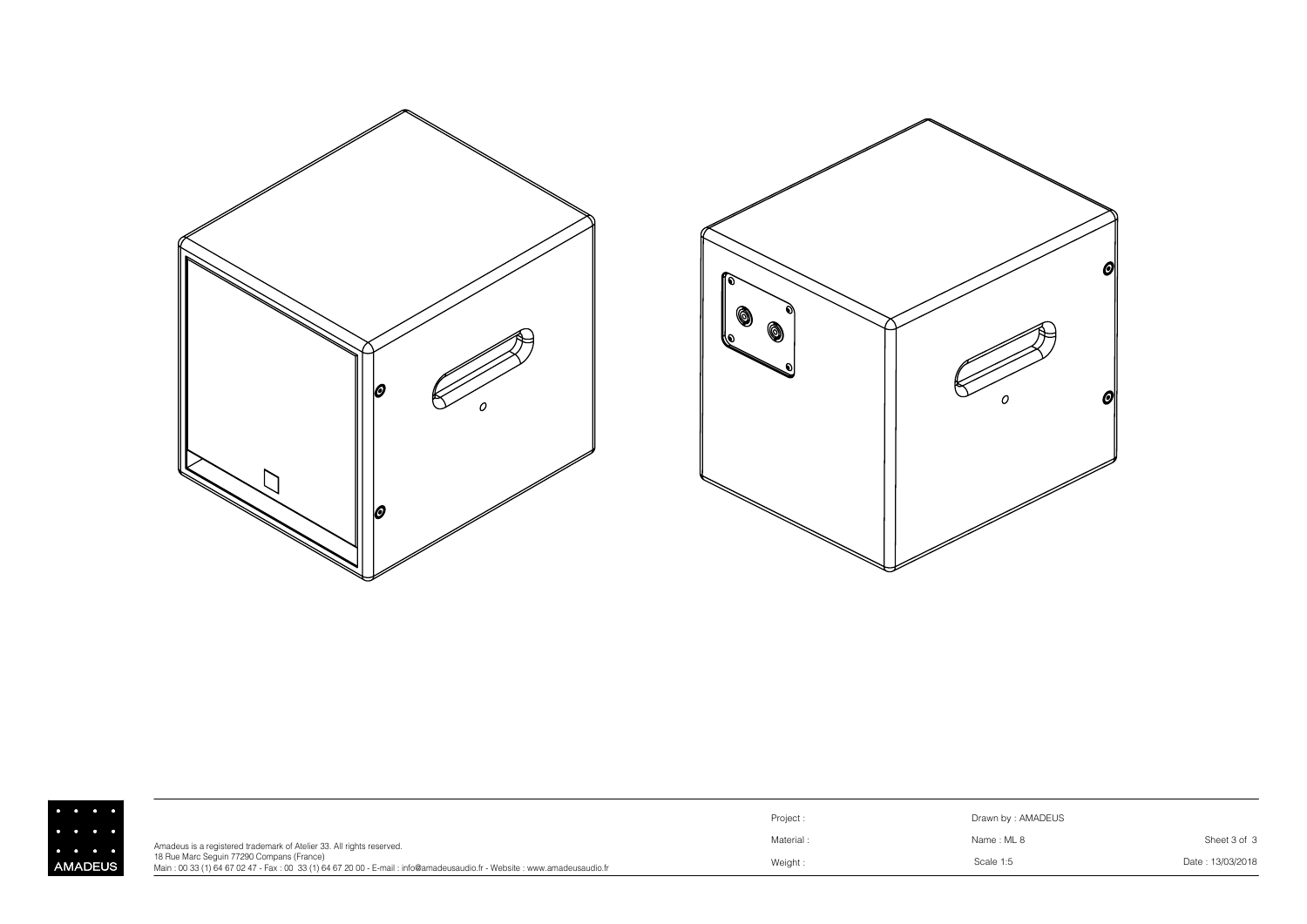AMADEUS

Amadeus is a registered trademark of Atelier 33. All rights reserved.
18 Rue Marc Seguin 77290 Compans (France)
Main : 00 33 (1) 64 67 02 47 - Fax : 00 33 (1) 64 67 20 00 - E-mail : info@amadeusaudio.fr - Website : www.amadeusaudio.fr

| | | |
|---|---|---|
| Project : | Drawn by : AMADEUS | |
| Material : | Name : ML 8 | Sheet 3 of 3 |
| Weight : | Scale 1:5 | Date : 13/03/2018 |